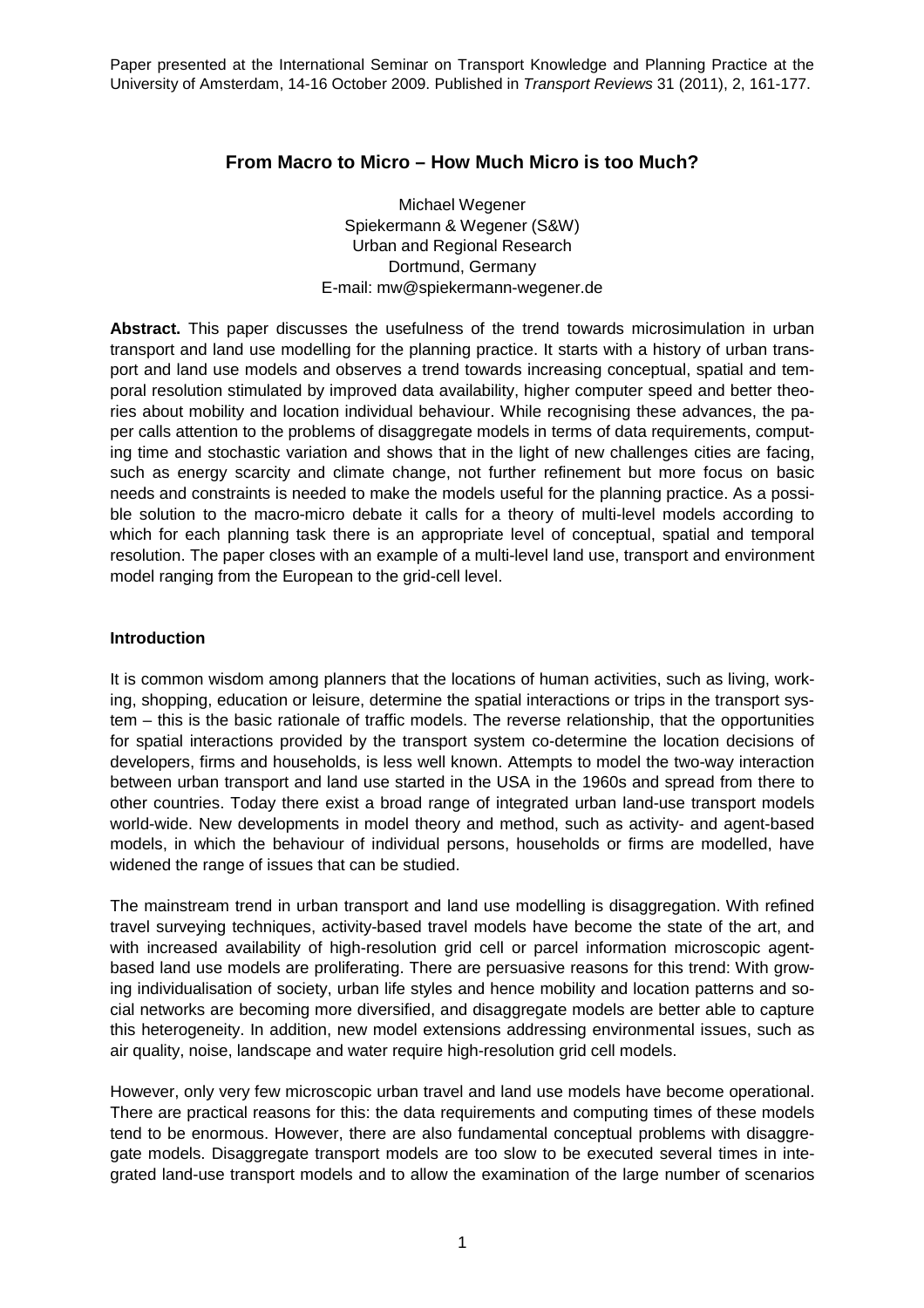Paper presented at the International Seminar on Transport Knowledge and Planning Practice at the University of Amsterdam, 14-16 October 2009. Published in *Transport Reviews* 31 (2011), 2, 161-177.

# From Macro to Micro – How Much Micro is too Much?

Michael Wegener
Spiekermann & Wegener (S&W)
Urban and Regional Research
Dortmund, Germany
E-mail: mw@spiekermann-wegener.de

**Abstract.** This paper discusses the usefulness of the trend towards microsimulation in urban transport and land use modelling for the planning practice. It starts with a history of urban transport and land use models and observes a trend towards increasing conceptual, spatial and temporal resolution stimulated by improved data availability, higher computer speed and better theories about mobility and location individual behaviour. While recognising these advances, the paper calls attention to the problems of disaggregate models in terms of data requirements, computing time and stochastic variation and shows that in the light of new challenges cities are facing, such as energy scarcity and climate change, not further refinement but more focus on basic needs and constraints is needed to make the models useful for the planning practice. As a possible solution to the macro-micro debate it calls for a theory of multi-level models according to which for each planning task there is an appropriate level of conceptual, spatial and temporal resolution. The paper closes with an example of a multi-level land use, transport and environment model ranging from the European to the grid-cell level.

## Introduction

It is common wisdom among planners that the locations of human activities, such as living, working, shopping, education or leisure, determine the spatial interactions or trips in the transport system – this is the basic rationale of traffic models. The reverse relationship, that the opportunities for spatial interactions provided by the transport system co-determine the location decisions of developers, firms and households, is less well known. Attempts to model the two-way interaction between urban transport and land use started in the USA in the 1960s and spread from there to other countries. Today there exist a broad range of integrated urban land-use transport models world-wide. New developments in model theory and method, such as activity- and agent-based models, in which the behaviour of individual persons, households or firms are modelled, have widened the range of issues that can be studied.

The mainstream trend in urban transport and land use modelling is disaggregation. With refined travel surveying techniques, activity-based travel models have become the state of the art, and with increased availability of high-resolution grid cell or parcel information microscopic agent-based land use models are proliferating. There are persuasive reasons for this trend: With growing individualisation of society, urban life styles and hence mobility and location patterns and social networks are becoming more diversified, and disaggregate models are better able to capture this heterogeneity. In addition, new model extensions addressing environmental issues, such as air quality, noise, landscape and water require high-resolution grid cell models.

However, only very few microscopic urban travel and land use models have become operational. There are practical reasons for this: the data requirements and computing times of these models tend to be enormous. However, there are also fundamental conceptual problems with disaggregate models. Disaggregate transport models are too slow to be executed several times in integrated land-use transport models and to allow the examination of the large number of scenarios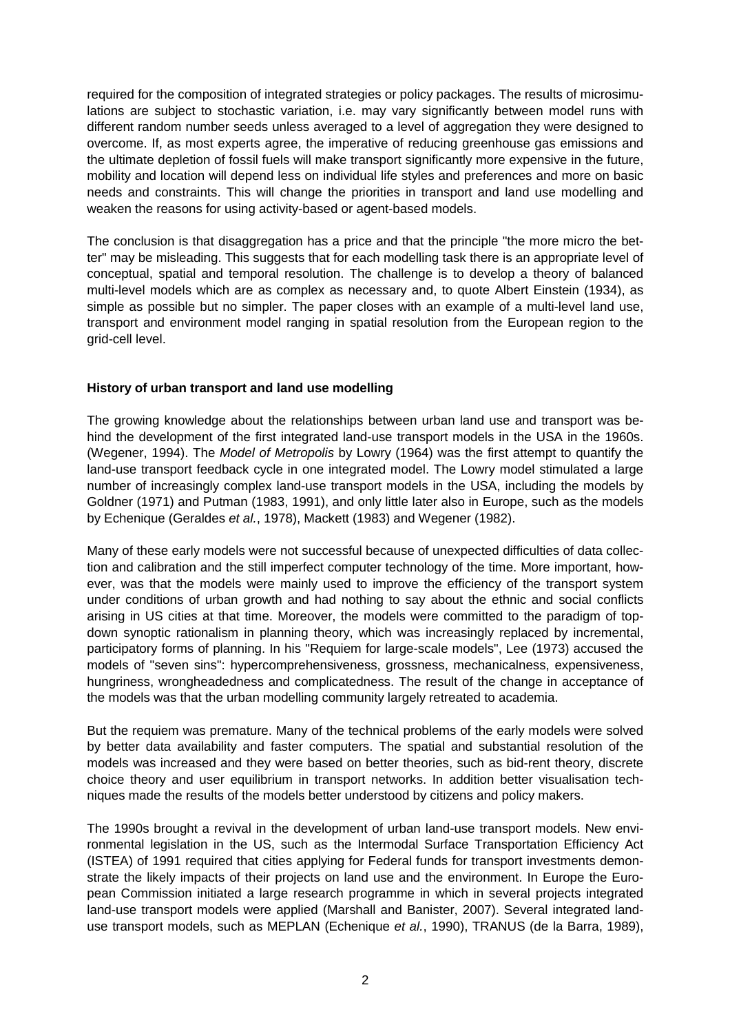required for the composition of integrated strategies or policy packages. The results of microsimulations are subject to stochastic variation, i.e. may vary significantly between model runs with different random number seeds unless averaged to a level of aggregation they were designed to overcome. If, as most experts agree, the imperative of reducing greenhouse gas emissions and the ultimate depletion of fossil fuels will make transport significantly more expensive in the future, mobility and location will depend less on individual life styles and preferences and more on basic needs and constraints. This will change the priorities in transport and land use modelling and weaken the reasons for using activity-based or agent-based models.

The conclusion is that disaggregation has a price and that the principle "the more micro the better" may be misleading. This suggests that for each modelling task there is an appropriate level of conceptual, spatial and temporal resolution. The challenge is to develop a theory of balanced multi-level models which are as complex as necessary and, to quote Albert Einstein (1934), as simple as possible but no simpler. The paper closes with an example of a multi-level land use, transport and environment model ranging in spatial resolution from the European region to the grid-cell level.

**History of urban transport and land use modelling**

The growing knowledge about the relationships between urban land use and transport was behind the development of the first integrated land-use transport models in the USA in the 1960s. (Wegener, 1994). The *Model of Metropolis* by Lowry (1964) was the first attempt to quantify the land-use transport feedback cycle in one integrated model. The Lowry model stimulated a large number of increasingly complex land-use transport models in the USA, including the models by Goldner (1971) and Putman (1983, 1991), and only little later also in Europe, such as the models by Echenique (Geraldes *et al.*, 1978), Mackett (1983) and Wegener (1982).

Many of these early models were not successful because of unexpected difficulties of data collection and calibration and the still imperfect computer technology of the time. More important, however, was that the models were mainly used to improve the efficiency of the transport system under conditions of urban growth and had nothing to say about the ethnic and social conflicts arising in US cities at that time. Moreover, the models were committed to the paradigm of top-down synoptic rationalism in planning theory, which was increasingly replaced by incremental, participatory forms of planning. In his "Requiem for large-scale models", Lee (1973) accused the models of "seven sins": hypercomprehensiveness, grossness, mechanicalness, expensiveness, hungriness, wrongheadedness and complicatedness. The result of the change in acceptance of the models was that the urban modelling community largely retreated to academia.

But the requiem was premature. Many of the technical problems of the early models were solved by better data availability and faster computers. The spatial and substantial resolution of the models was increased and they were based on better theories, such as bid-rent theory, discrete choice theory and user equilibrium in transport networks. In addition better visualisation techniques made the results of the models better understood by citizens and policy makers.

The 1990s brought a revival in the development of urban land-use transport models. New environmental legislation in the US, such as the Intermodal Surface Transportation Efficiency Act (ISTEA) of 1991 required that cities applying for Federal funds for transport investments demonstrate the likely impacts of their projects on land use and the environment. In Europe the European Commission initiated a large research programme in which in several projects integrated land-use transport models were applied (Marshall and Banister, 2007). Several integrated land-use transport models, such as MEPLAN (Echenique *et al.*, 1990), TRANUS (de la Barra, 1989),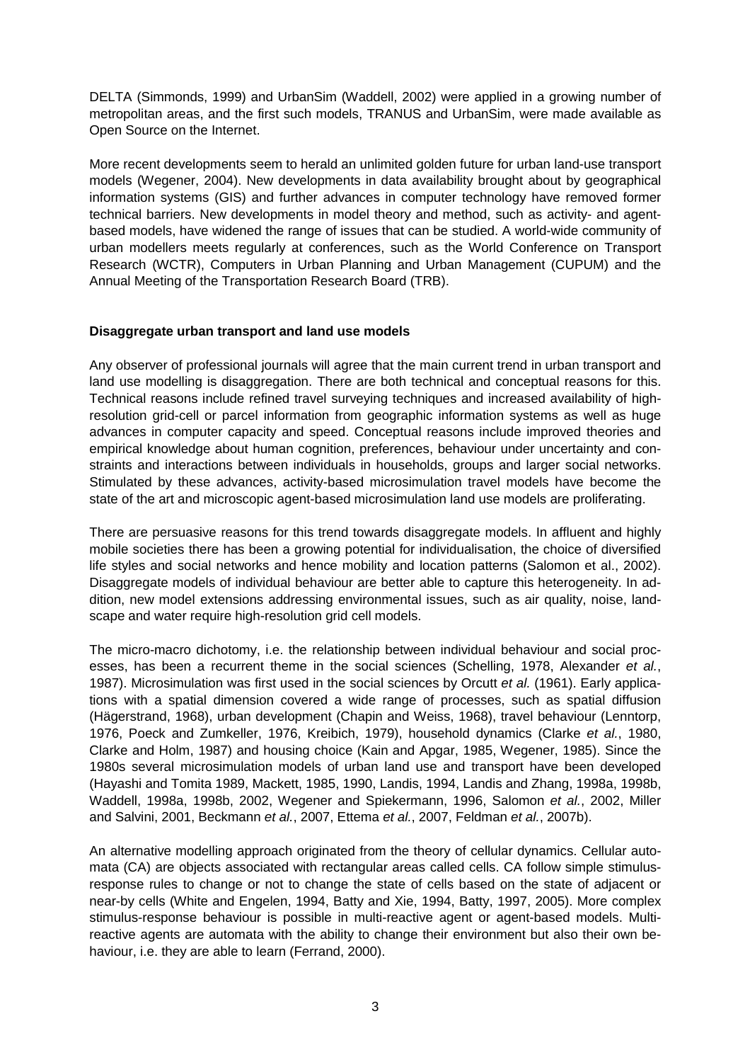DELTA (Simmonds, 1999) and UrbanSim (Waddell, 2002) were applied in a growing number of metropolitan areas, and the first such models, TRANUS and UrbanSim, were made available as Open Source on the Internet.

More recent developments seem to herald an unlimited golden future for urban land-use transport models (Wegener, 2004). New developments in data availability brought about by geographical information systems (GIS) and further advances in computer technology have removed former technical barriers. New developments in model theory and method, such as activity- and agent-based models, have widened the range of issues that can be studied. A world-wide community of urban modellers meets regularly at conferences, such as the World Conference on Transport Research (WCTR), Computers in Urban Planning and Urban Management (CUPUM) and the Annual Meeting of the Transportation Research Board (TRB).

## Disaggregate urban transport and land use models

Any observer of professional journals will agree that the main current trend in urban transport and land use modelling is disaggregation. There are both technical and conceptual reasons for this. Technical reasons include refined travel surveying techniques and increased availability of high-resolution grid-cell or parcel information from geographic information systems as well as huge advances in computer capacity and speed. Conceptual reasons include improved theories and empirical knowledge about human cognition, preferences, behaviour under uncertainty and constraints and interactions between individuals in households, groups and larger social networks. Stimulated by these advances, activity-based microsimulation travel models have become the state of the art and microscopic agent-based microsimulation land use models are proliferating.

There are persuasive reasons for this trend towards disaggregate models. In affluent and highly mobile societies there has been a growing potential for individualisation, the choice of diversified life styles and social networks and hence mobility and location patterns (Salomon et al., 2002). Disaggregate models of individual behaviour are better able to capture this heterogeneity. In addition, new model extensions addressing environmental issues, such as air quality, noise, landscape and water require high-resolution grid cell models.

The micro-macro dichotomy, i.e. the relationship between individual behaviour and social processes, has been a recurrent theme in the social sciences (Schelling, 1978, Alexander *et al.*, 1987). Microsimulation was first used in the social sciences by Orcutt *et al.* (1961). Early applications with a spatial dimension covered a wide range of processes, such as spatial diffusion (Hägerstrand, 1968), urban development (Chapin and Weiss, 1968), travel behaviour (Lenntorp, 1976, Poeck and Zumkeller, 1976, Kreibich, 1979), household dynamics (Clarke *et al.*, 1980, Clarke and Holm, 1987) and housing choice (Kain and Apgar, 1985, Wegener, 1985). Since the 1980s several microsimulation models of urban land use and transport have been developed (Hayashi and Tomita 1989, Mackett, 1985, 1990, Landis, 1994, Landis and Zhang, 1998a, 1998b, Waddell, 1998a, 1998b, 2002, Wegener and Spiekermann, 1996, Salomon *et al.*, 2002, Miller and Salvini, 2001, Beckmann *et al.*, 2007, Ettema *et al.*, 2007, Feldman *et al.*, 2007b).

An alternative modelling approach originated from the theory of cellular dynamics. Cellular automata (CA) are objects associated with rectangular areas called cells. CA follow simple stimulus-response rules to change or not to change the state of cells based on the state of adjacent or near-by cells (White and Engelen, 1994, Batty and Xie, 1994, Batty, 1997, 2005). More complex stimulus-response behaviour is possible in multi-reactive agent or agent-based models. Multi-reactive agents are automata with the ability to change their environment but also their own behaviour, i.e. they are able to learn (Ferrand, 2000).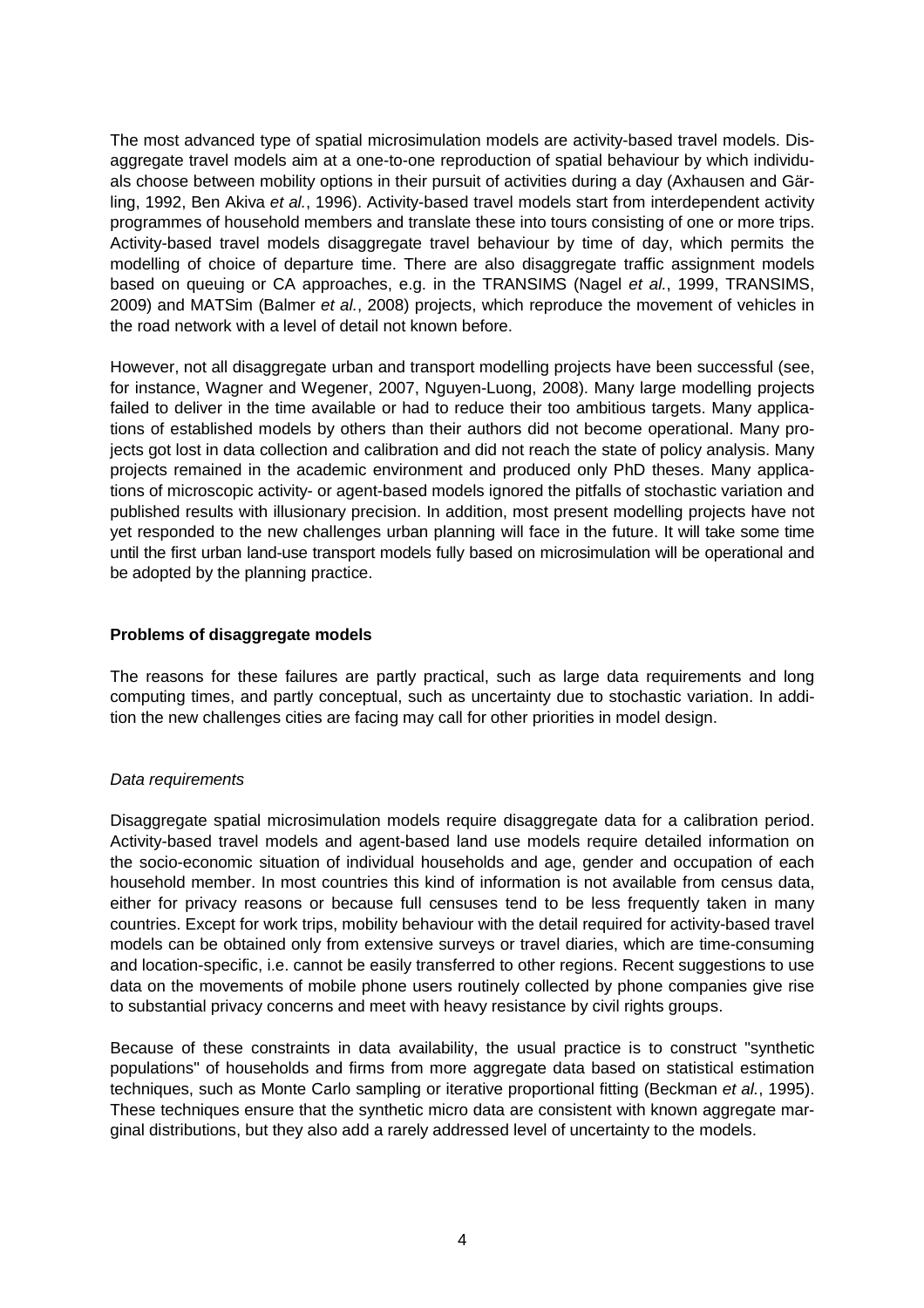The most advanced type of spatial microsimulation models are activity-based travel models. Disaggregate travel models aim at a one-to-one reproduction of spatial behaviour by which individuals choose between mobility options in their pursuit of activities during a day (Axhausen and Gärling, 1992, Ben Akiva *et al.*, 1996). Activity-based travel models start from interdependent activity programmes of household members and translate these into tours consisting of one or more trips. Activity-based travel models disaggregate travel behaviour by time of day, which permits the modelling of choice of departure time. There are also disaggregate traffic assignment models based on queuing or CA approaches, e.g. in the TRANSIMS (Nagel *et al.*, 1999, TRANSIMS, 2009) and MATSim (Balmer *et al.*, 2008) projects, which reproduce the movement of vehicles in the road network with a level of detail not known before.

However, not all disaggregate urban and transport modelling projects have been successful (see, for instance, Wagner and Wegener, 2007, Nguyen-Luong, 2008). Many large modelling projects failed to deliver in the time available or had to reduce their too ambitious targets. Many applications of established models by others than their authors did not become operational. Many projects got lost in data collection and calibration and did not reach the state of policy analysis. Many projects remained in the academic environment and produced only PhD theses. Many applications of microscopic activity- or agent-based models ignored the pitfalls of stochastic variation and published results with illusionary precision. In addition, most present modelling projects have not yet responded to the new challenges urban planning will face in the future. It will take some time until the first urban land-use transport models fully based on microsimulation will be operational and be adopted by the planning practice.

**Problems of disaggregate models**

The reasons for these failures are partly practical, such as large data requirements and long computing times, and partly conceptual, such as uncertainty due to stochastic variation. In addition the new challenges cities are facing may call for other priorities in model design.

*Data requirements*

Disaggregate spatial microsimulation models require disaggregate data for a calibration period. Activity-based travel models and agent-based land use models require detailed information on the socio-economic situation of individual households and age, gender and occupation of each household member. In most countries this kind of information is not available from census data, either for privacy reasons or because full censuses tend to be less frequently taken in many countries. Except for work trips, mobility behaviour with the detail required for activity-based travel models can be obtained only from extensive surveys or travel diaries, which are time-consuming and location-specific, i.e. cannot be easily transferred to other regions. Recent suggestions to use data on the movements of mobile phone users routinely collected by phone companies give rise to substantial privacy concerns and meet with heavy resistance by civil rights groups.

Because of these constraints in data availability, the usual practice is to construct "synthetic populations" of households and firms from more aggregate data based on statistical estimation techniques, such as Monte Carlo sampling or iterative proportional fitting (Beckman *et al.*, 1995). These techniques ensure that the synthetic micro data are consistent with known aggregate marginal distributions, but they also add a rarely addressed level of uncertainty to the models.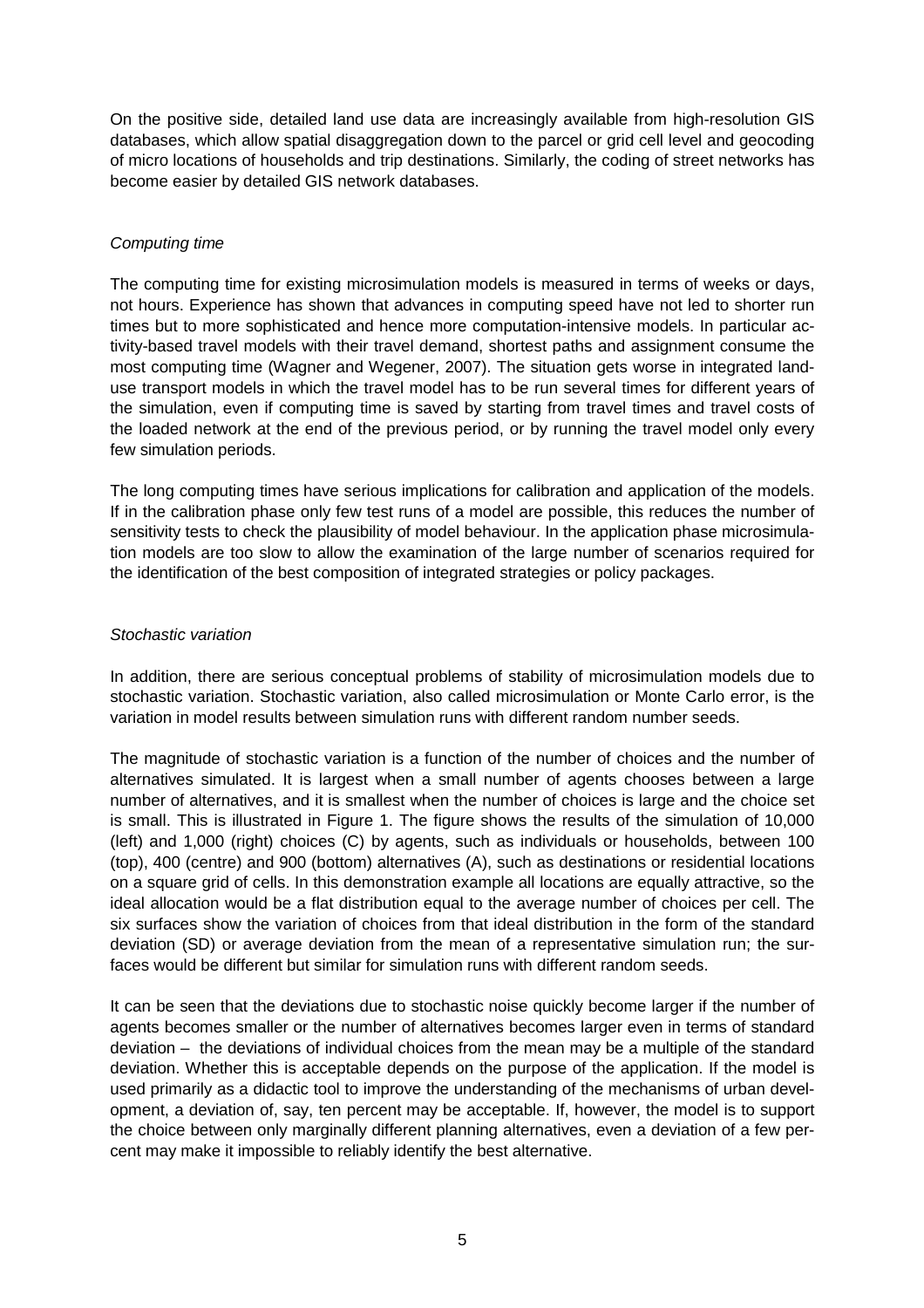On the positive side, detailed land use data are increasingly available from high-resolution GIS databases, which allow spatial disaggregation down to the parcel or grid cell level and geocoding of micro locations of households and trip destinations. Similarly, the coding of street networks has become easier by detailed GIS network databases.

*Computing time*

The computing time for existing microsimulation models is measured in terms of weeks or days, not hours. Experience has shown that advances in computing speed have not led to shorter run times but to more sophisticated and hence more computation-intensive models. In particular activity-based travel models with their travel demand, shortest paths and assignment consume the most computing time (Wagner and Wegener, 2007). The situation gets worse in integrated land-use transport models in which the travel model has to be run several times for different years of the simulation, even if computing time is saved by starting from travel times and travel costs of the loaded network at the end of the previous period, or by running the travel model only every few simulation periods.

The long computing times have serious implications for calibration and application of the models. If in the calibration phase only few test runs of a model are possible, this reduces the number of sensitivity tests to check the plausibility of model behaviour. In the application phase microsimulation models are too slow to allow the examination of the large number of scenarios required for the identification of the best composition of integrated strategies or policy packages.

*Stochastic variation*

In addition, there are serious conceptual problems of stability of microsimulation models due to stochastic variation. Stochastic variation, also called microsimulation or Monte Carlo error, is the variation in model results between simulation runs with different random number seeds.

The magnitude of stochastic variation is a function of the number of choices and the number of alternatives simulated. It is largest when a small number of agents chooses between a large number of alternatives, and it is smallest when the number of choices is large and the choice set is small. This is illustrated in Figure 1. The figure shows the results of the simulation of 10,000 (left) and 1,000 (right) choices (C) by agents, such as individuals or households, between 100 (top), 400 (centre) and 900 (bottom) alternatives (A), such as destinations or residential locations on a square grid of cells. In this demonstration example all locations are equally attractive, so the ideal allocation would be a flat distribution equal to the average number of choices per cell. The six surfaces show the variation of choices from that ideal distribution in the form of the standard deviation (SD) or average deviation from the mean of a representative simulation run; the surfaces would be different but similar for simulation runs with different random seeds.

It can be seen that the deviations due to stochastic noise quickly become larger if the number of agents becomes smaller or the number of alternatives becomes larger even in terms of standard deviation – the deviations of individual choices from the mean may be a multiple of the standard deviation. Whether this is acceptable depends on the purpose of the application. If the model is used primarily as a didactic tool to improve the understanding of the mechanisms of urban development, a deviation of, say, ten percent may be acceptable. If, however, the model is to support the choice between only marginally different planning alternatives, even a deviation of a few percent may make it impossible to reliably identify the best alternative.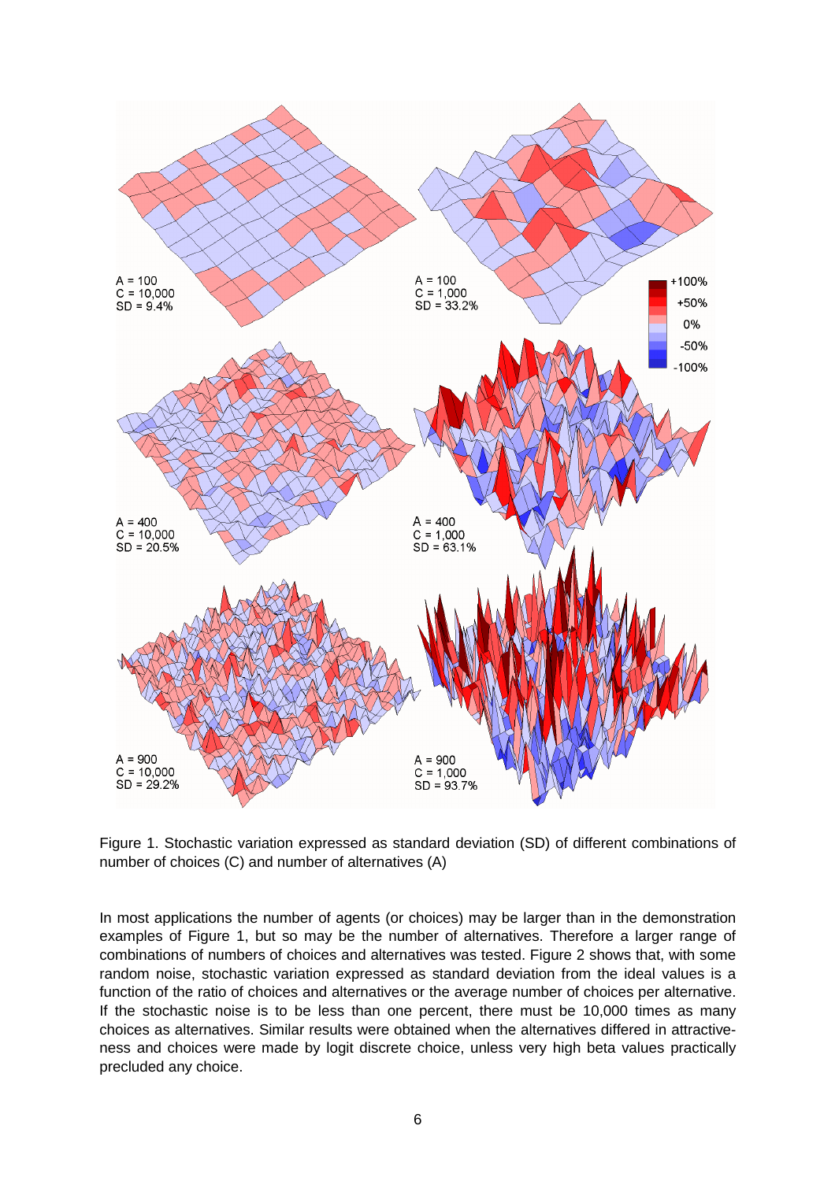Figure 1. Stochastic variation expressed as standard deviation (SD) of different combinations of number of choices (C) and number of alternatives (A)

In most applications the number of agents (or choices) may be larger than in the demonstration examples of Figure 1, but so may be the number of alternatives. Therefore a larger range of combinations of numbers of choices and alternatives was tested. Figure 2 shows that, with some random noise, stochastic variation expressed as standard deviation from the ideal values is a function of the ratio of choices and alternatives or the average number of choices per alternative. If the stochastic noise is to be less than one percent, there must be 10,000 times as many choices as alternatives. Similar results were obtained when the alternatives differed in attractiveness and choices were made by logit discrete choice, unless very high beta values practically precluded any choice.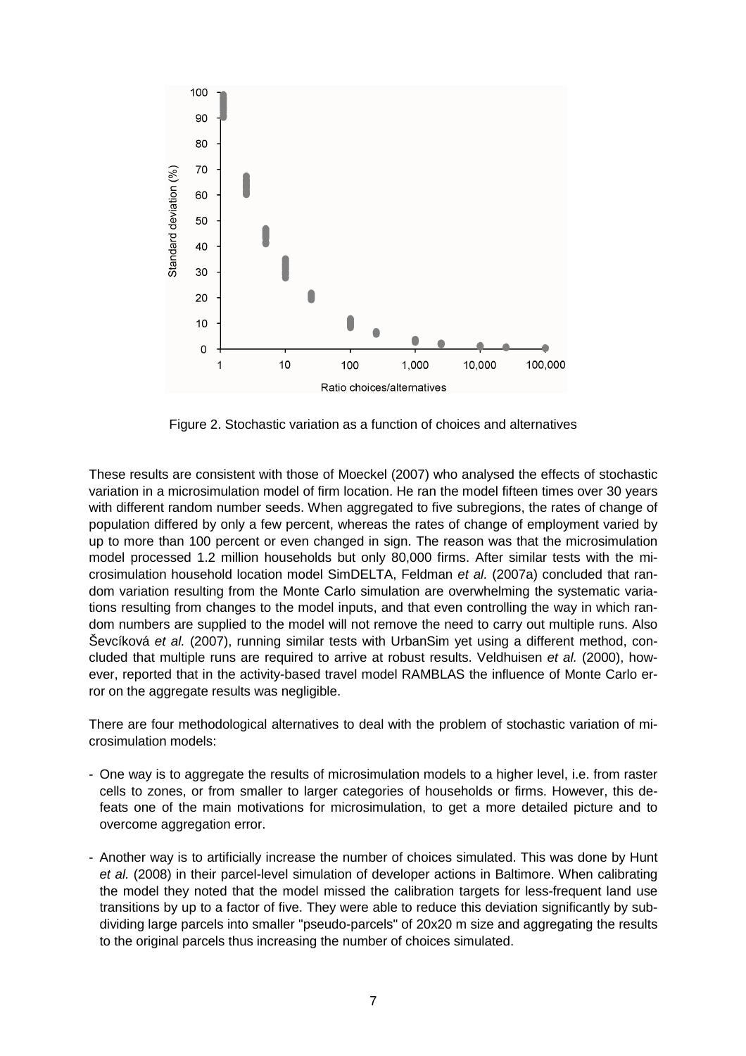Figure 2. Stochastic variation as a function of choices and alternatives

These results are consistent with those of Moeckel (2007) who analysed the effects of stochastic variation in a microsimulation model of firm location. He ran the model fifteen times over 30 years with different random number seeds. When aggregated to five subregions, the rates of change of population differed by only a few percent, whereas the rates of change of employment varied by up to more than 100 percent or even changed in sign. The reason was that the microsimulation model processed 1.2 million households but only 80,000 firms. After similar tests with the microsimulation household location model SimDELTA, Feldman *et al.* (2007a) concluded that random variation resulting from the Monte Carlo simulation are overwhelming the systematic variations resulting from changes to the model inputs, and that even controlling the way in which random numbers are supplied to the model will not remove the need to carry out multiple runs. Also Ševcíková *et al.* (2007), running similar tests with UrbanSim yet using a different method, concluded that multiple runs are required to arrive at robust results. Veldhuisen *et al.* (2000), however, reported that in the activity-based travel model RAMBLAS the influence of Monte Carlo error on the aggregate results was negligible.

There are four methodological alternatives to deal with the problem of stochastic variation of microsimulation models:

- One way is to aggregate the results of microsimulation models to a higher level, i.e. from raster cells to zones, or from smaller to larger categories of households or firms. However, this defeats one of the main motivations for microsimulation, to get a more detailed picture and to overcome aggregation error.

- Another way is to artificially increase the number of choices simulated. This was done by Hunt *et al.* (2008) in their parcel-level simulation of developer actions in Baltimore. When calibrating the model they noted that the model missed the calibration targets for less-frequent land use transitions by up to a factor of five. They were able to reduce this deviation significantly by subdividing large parcels into smaller "pseudo-parcels" of 20x20 m size and aggregating the results to the original parcels thus increasing the number of choices simulated.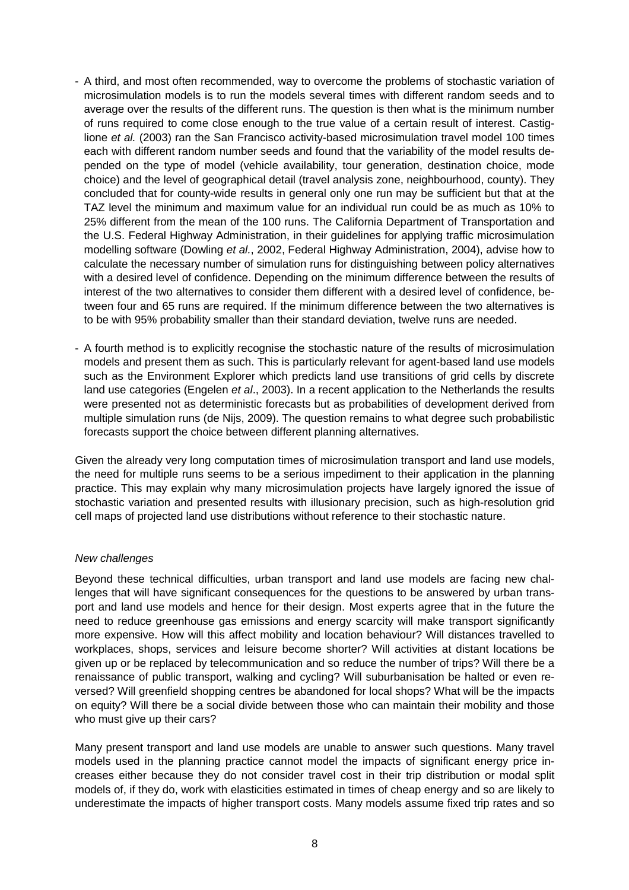- A third, and most often recommended, way to overcome the problems of stochastic variation of microsimulation models is to run the models several times with different random seeds and to average over the results of the different runs. The question is then what is the minimum number of runs required to come close enough to the true value of a certain result of interest. Castiglione *et al.* (2003) ran the San Francisco activity-based microsimulation travel model 100 times each with different random number seeds and found that the variability of the model results depended on the type of model (vehicle availability, tour generation, destination choice, mode choice) and the level of geographical detail (travel analysis zone, neighbourhood, county). They concluded that for county-wide results in general only one run may be sufficient but that at the TAZ level the minimum and maximum value for an individual run could be as much as 10% to 25% different from the mean of the 100 runs. The California Department of Transportation and the U.S. Federal Highway Administration, in their guidelines for applying traffic microsimulation modelling software (Dowling *et al.*, 2002, Federal Highway Administration, 2004), advise how to calculate the necessary number of simulation runs for distinguishing between policy alternatives with a desired level of confidence. Depending on the minimum difference between the results of interest of the two alternatives to consider them different with a desired level of confidence, between four and 65 runs are required. If the minimum difference between the two alternatives is to be with 95% probability smaller than their standard deviation, twelve runs are needed.

- A fourth method is to explicitly recognise the stochastic nature of the results of microsimulation models and present them as such. This is particularly relevant for agent-based land use models such as the Environment Explorer which predicts land use transitions of grid cells by discrete land use categories (Engelen *et al*., 2003). In a recent application to the Netherlands the results were presented not as deterministic forecasts but as probabilities of development derived from multiple simulation runs (de Nijs, 2009). The question remains to what degree such probabilistic forecasts support the choice between different planning alternatives.

Given the already very long computation times of microsimulation transport and land use models, the need for multiple runs seems to be a serious impediment to their application in the planning practice. This may explain why many microsimulation projects have largely ignored the issue of stochastic variation and presented results with illusionary precision, such as high-resolution grid cell maps of projected land use distributions without reference to their stochastic nature.

*New challenges*

Beyond these technical difficulties, urban transport and land use models are facing new challenges that will have significant consequences for the questions to be answered by urban transport and land use models and hence for their design. Most experts agree that in the future the need to reduce greenhouse gas emissions and energy scarcity will make transport significantly more expensive. How will this affect mobility and location behaviour? Will distances travelled to workplaces, shops, services and leisure become shorter? Will activities at distant locations be given up or be replaced by telecommunication and so reduce the number of trips? Will there be a renaissance of public transport, walking and cycling? Will suburbanisation be halted or even reversed? Will greenfield shopping centres be abandoned for local shops? What will be the impacts on equity? Will there be a social divide between those who can maintain their mobility and those who must give up their cars?

Many present transport and land use models are unable to answer such questions. Many travel models used in the planning practice cannot model the impacts of significant energy price increases either because they do not consider travel cost in their trip distribution or modal split models of, if they do, work with elasticities estimated in times of cheap energy and so are likely to underestimate the impacts of higher transport costs. Many models assume fixed trip rates and so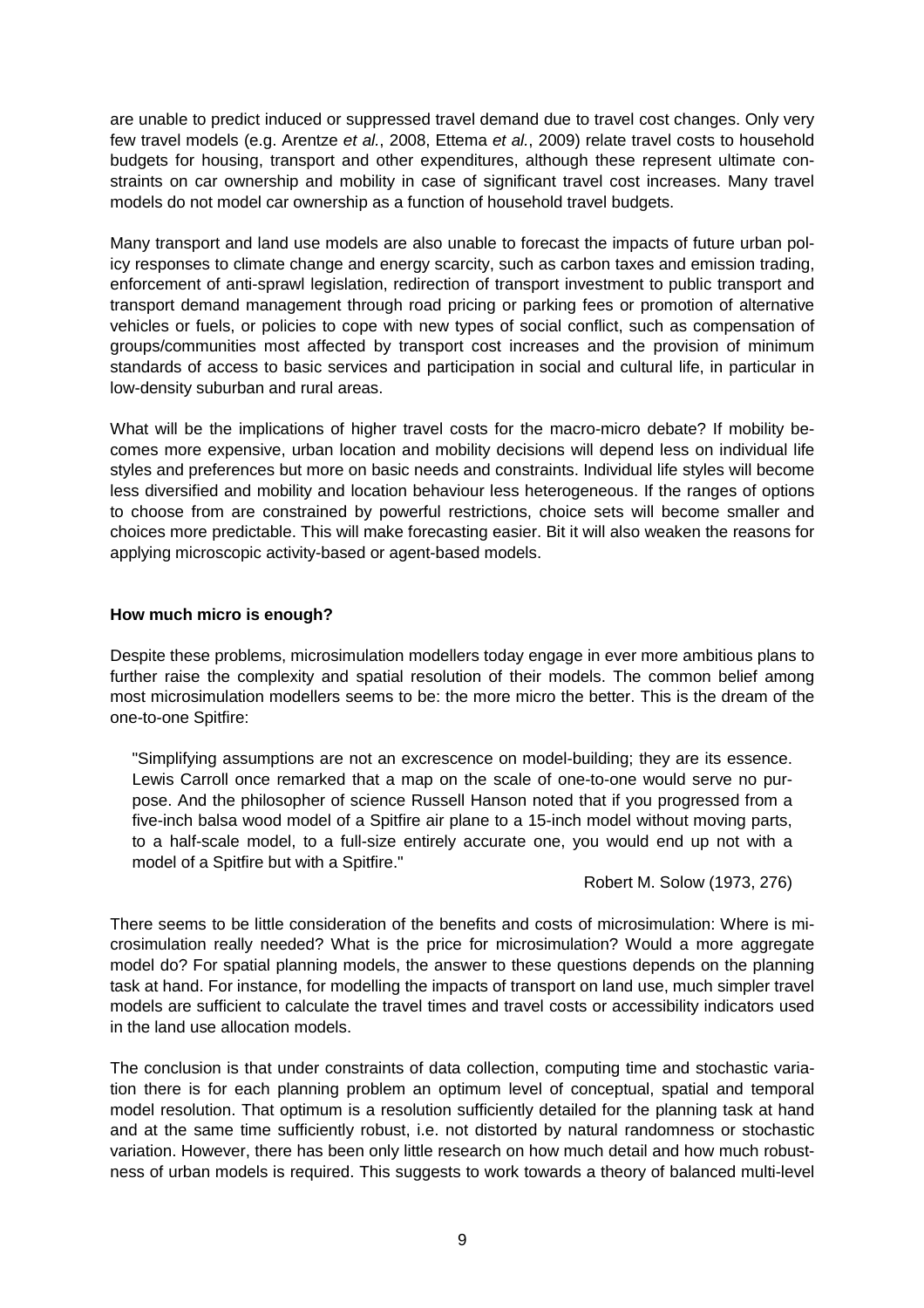are unable to predict induced or suppressed travel demand due to travel cost changes. Only very few travel models (e.g. Arentze *et al.*, 2008, Ettema *et al.*, 2009) relate travel costs to household budgets for housing, transport and other expenditures, although these represent ultimate constraints on car ownership and mobility in case of significant travel cost increases. Many travel models do not model car ownership as a function of household travel budgets.

Many transport and land use models are also unable to forecast the impacts of future urban policy responses to climate change and energy scarcity, such as carbon taxes and emission trading, enforcement of anti-sprawl legislation, redirection of transport investment to public transport and transport demand management through road pricing or parking fees or promotion of alternative vehicles or fuels, or policies to cope with new types of social conflict, such as compensation of groups/communities most affected by transport cost increases and the provision of minimum standards of access to basic services and participation in social and cultural life, in particular in low-density suburban and rural areas.

What will be the implications of higher travel costs for the macro-micro debate? If mobility becomes more expensive, urban location and mobility decisions will depend less on individual life styles and preferences but more on basic needs and constraints. Individual life styles will become less diversified and mobility and location behaviour less heterogeneous. If the ranges of options to choose from are constrained by powerful restrictions, choice sets will become smaller and choices more predictable. This will make forecasting easier. Bit it will also weaken the reasons for applying microscopic activity-based or agent-based models.

**How much micro is enough?**

Despite these problems, microsimulation modellers today engage in ever more ambitious plans to further raise the complexity and spatial resolution of their models. The common belief among most microsimulation modellers seems to be: the more micro the better. This is the dream of the one-to-one Spitfire:

> "Simplifying assumptions are not an excrescence on model-building; they are its essence. Lewis Carroll once remarked that a map on the scale of one-to-one would serve no purpose. And the philosopher of science Russell Hanson noted that if you progressed from a five-inch balsa wood model of a Spitfire air plane to a 15-inch model without moving parts, to a half-scale model, to a full-size entirely accurate one, you would end up not with a model of a Spitfire but with a Spitfire."
>
> Robert M. Solow (1973, 276)

There seems to be little consideration of the benefits and costs of microsimulation: Where is microsimulation really needed? What is the price for microsimulation? Would a more aggregate model do? For spatial planning models, the answer to these questions depends on the planning task at hand. For instance, for modelling the impacts of transport on land use, much simpler travel models are sufficient to calculate the travel times and travel costs or accessibility indicators used in the land use allocation models.

The conclusion is that under constraints of data collection, computing time and stochastic variation there is for each planning problem an optimum level of conceptual, spatial and temporal model resolution. That optimum is a resolution sufficiently detailed for the planning task at hand and at the same time sufficiently robust, i.e. not distorted by natural randomness or stochastic variation. However, there has been only little research on how much detail and how much robustness of urban models is required. This suggests to work towards a theory of balanced multi-level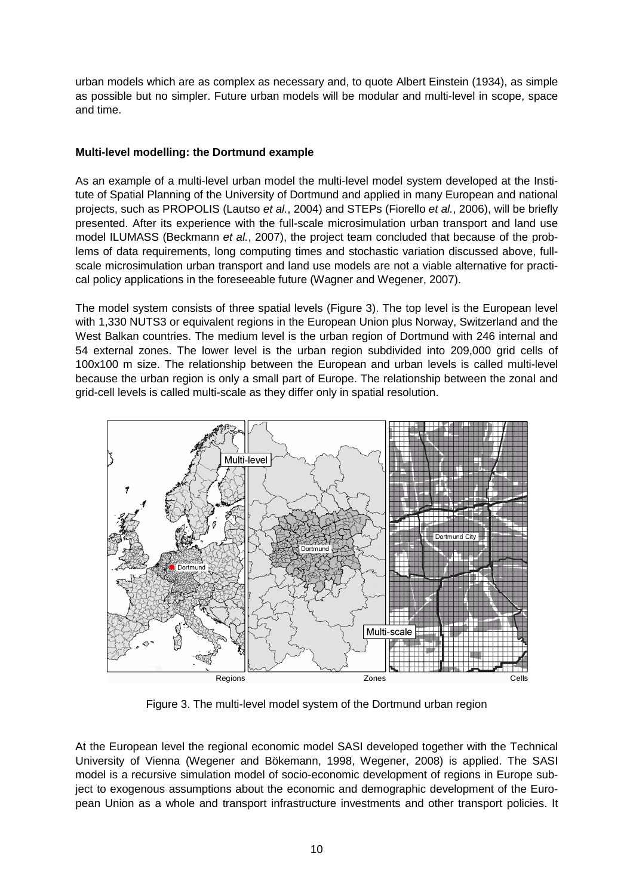urban models which are as complex as necessary and, to quote Albert Einstein (1934), as simple as possible but no simpler. Future urban models will be modular and multi-level in scope, space and time.

**Multi-level modelling: the Dortmund example**

As an example of a multi-level urban model the multi-level model system developed at the Institute of Spatial Planning of the University of Dortmund and applied in many European and national projects, such as PROPOLIS (Lautso *et al.*, 2004) and STEPs (Fiorello *et al.*, 2006), will be briefly presented. After its experience with the full-scale microsimulation urban transport and land use model ILUMASS (Beckmann *et al.*, 2007), the project team concluded that because of the problems of data requirements, long computing times and stochastic variation discussed above, full-scale microsimulation urban transport and land use models are not a viable alternative for practical policy applications in the foreseeable future (Wagner and Wegener, 2007).

The model system consists of three spatial levels (Figure 3). The top level is the European level with 1,330 NUTS3 or equivalent regions in the European Union plus Norway, Switzerland and the West Balkan countries. The medium level is the urban region of Dortmund with 246 internal and 54 external zones. The lower level is the urban region subdivided into 209,000 grid cells of 100x100 m size. The relationship between the European and urban levels is called multi-level because the urban region is only a small part of Europe. The relationship between the zonal and grid-cell levels is called multi-scale as they differ only in spatial resolution.

Figure 3. The multi-level model system of the Dortmund urban region

At the European level the regional economic model SASI developed together with the Technical University of Vienna (Wegener and Bökemann, 1998, Wegener, 2008) is applied. The SASI model is a recursive simulation model of socio-economic development of regions in Europe subject to exogenous assumptions about the economic and demographic development of the European Union as a whole and transport infrastructure investments and other transport policies. It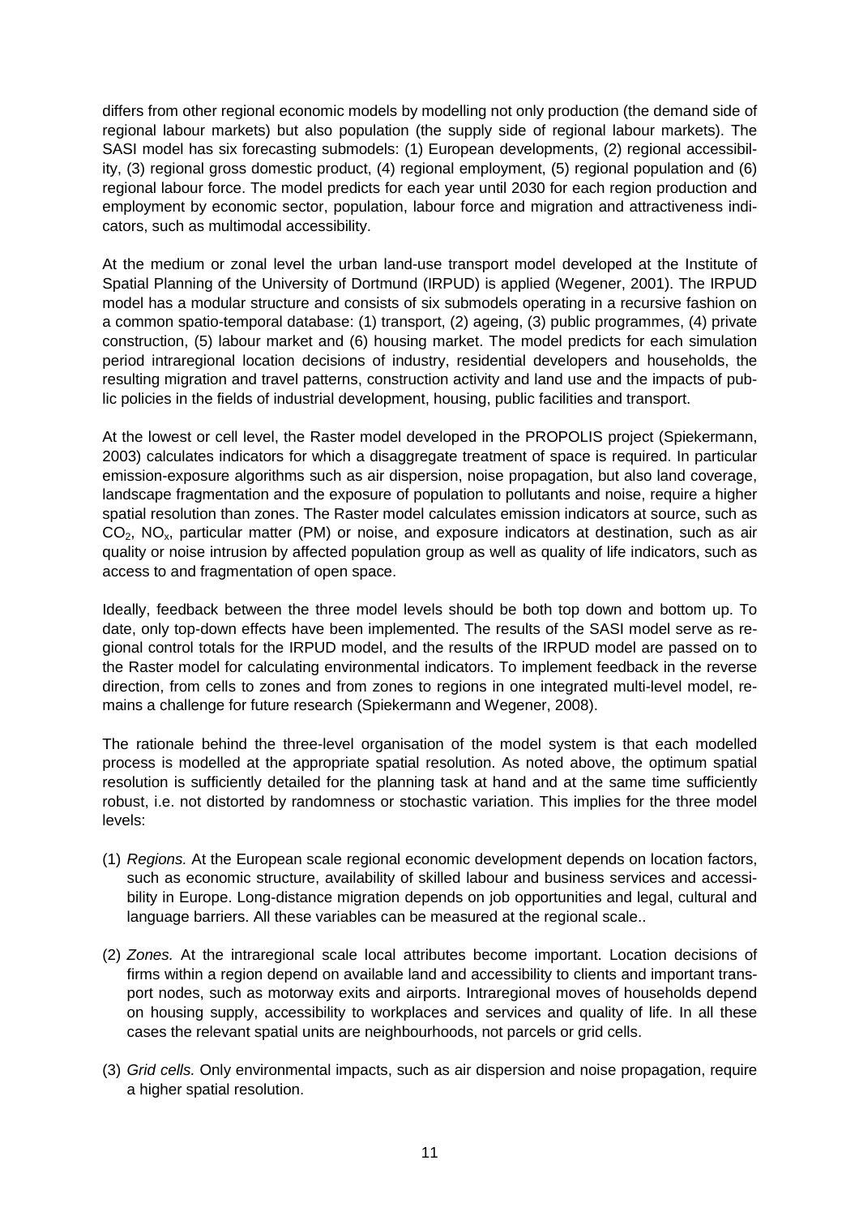differs from other regional economic models by modelling not only production (the demand side of regional labour markets) but also population (the supply side of regional labour markets). The SASI model has six forecasting submodels: (1) European developments, (2) regional accessibility, (3) regional gross domestic product, (4) regional employment, (5) regional population and (6) regional labour force. The model predicts for each year until 2030 for each region production and employment by economic sector, population, labour force and migration and attractiveness indicators, such as multimodal accessibility.

At the medium or zonal level the urban land-use transport model developed at the Institute of Spatial Planning of the University of Dortmund (IRPUD) is applied (Wegener, 2001). The IRPUD model has a modular structure and consists of six submodels operating in a recursive fashion on a common spatio-temporal database: (1) transport, (2) ageing, (3) public programmes, (4) private construction, (5) labour market and (6) housing market. The model predicts for each simulation period intraregional location decisions of industry, residential developers and households, the resulting migration and travel patterns, construction activity and land use and the impacts of public policies in the fields of industrial development, housing, public facilities and transport.

At the lowest or cell level, the Raster model developed in the PROPOLIS project (Spiekermann, 2003) calculates indicators for which a disaggregate treatment of space is required. In particular emission-exposure algorithms such as air dispersion, noise propagation, but also land coverage, landscape fragmentation and the exposure of population to pollutants and noise, require a higher spatial resolution than zones. The Raster model calculates emission indicators at source, such as $CO_2$, $NO_x$, particular matter (PM) or noise, and exposure indicators at destination, such as air quality or noise intrusion by affected population group as well as quality of life indicators, such as access to and fragmentation of open space.

Ideally, feedback between the three model levels should be both top down and bottom up. To date, only top-down effects have been implemented. The results of the SASI model serve as regional control totals for the IRPUD model, and the results of the IRPUD model are passed on to the Raster model for calculating environmental indicators. To implement feedback in the reverse direction, from cells to zones and from zones to regions in one integrated multi-level model, remains a challenge for future research (Spiekermann and Wegener, 2008).

The rationale behind the three-level organisation of the model system is that each modelled process is modelled at the appropriate spatial resolution. As noted above, the optimum spatial resolution is sufficiently detailed for the planning task at hand and at the same time sufficiently robust, i.e. not distorted by randomness or stochastic variation. This implies for the three model levels:

(1) *Regions.* At the European scale regional economic development depends on location factors, such as economic structure, availability of skilled labour and business services and accessibility in Europe. Long-distance migration depends on job opportunities and legal, cultural and language barriers. All these variables can be measured at the regional scale..

(2) *Zones.* At the intraregional scale local attributes become important. Location decisions of firms within a region depend on available land and accessibility to clients and important transport nodes, such as motorway exits and airports. Intraregional moves of households depend on housing supply, accessibility to workplaces and services and quality of life. In all these cases the relevant spatial units are neighbourhoods, not parcels or grid cells.

(3) *Grid cells.* Only environmental impacts, such as air dispersion and noise propagation, require a higher spatial resolution.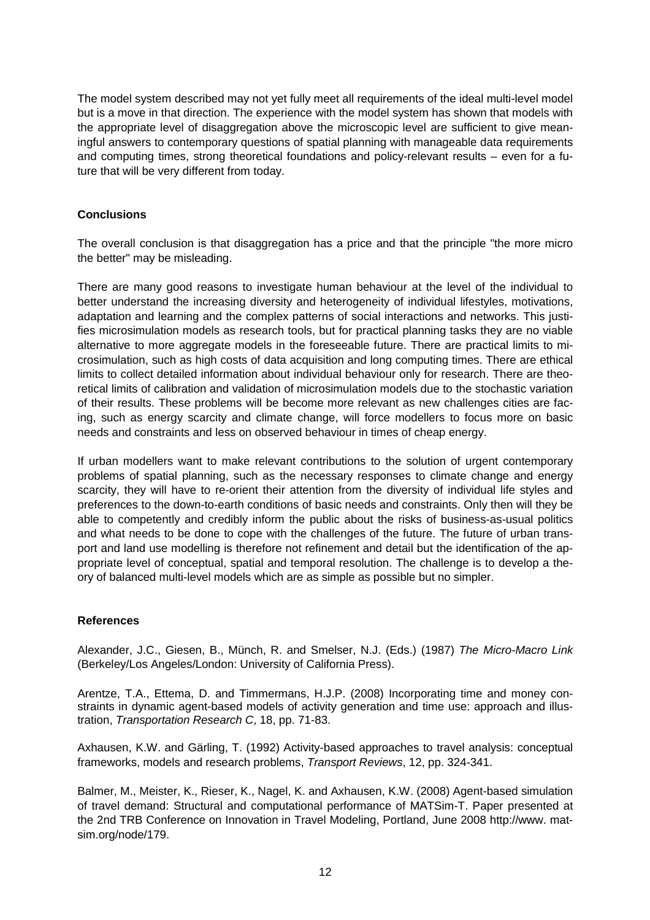The model system described may not yet fully meet all requirements of the ideal multi-level model but is a move in that direction. The experience with the model system has shown that models with the appropriate level of disaggregation above the microscopic level are sufficient to give meaningful answers to contemporary questions of spatial planning with manageable data requirements and computing times, strong theoretical foundations and policy-relevant results – even for a future that will be very different from today.

## Conclusions

The overall conclusion is that disaggregation has a price and that the principle "the more micro the better" may be misleading.

There are many good reasons to investigate human behaviour at the level of the individual to better understand the increasing diversity and heterogeneity of individual lifestyles, motivations, adaptation and learning and the complex patterns of social interactions and networks. This justifies microsimulation models as research tools, but for practical planning tasks they are no viable alternative to more aggregate models in the foreseeable future. There are practical limits to microsimulation, such as high costs of data acquisition and long computing times. There are ethical limits to collect detailed information about individual behaviour only for research. There are theoretical limits of calibration and validation of microsimulation models due to the stochastic variation of their results. These problems will be become more relevant as new challenges cities are facing, such as energy scarcity and climate change, will force modellers to focus more on basic needs and constraints and less on observed behaviour in times of cheap energy.

If urban modellers want to make relevant contributions to the solution of urgent contemporary problems of spatial planning, such as the necessary responses to climate change and energy scarcity, they will have to re-orient their attention from the diversity of individual life styles and preferences to the down-to-earth conditions of basic needs and constraints. Only then will they be able to competently and credibly inform the public about the risks of business-as-usual politics and what needs to be done to cope with the challenges of the future. The future of urban transport and land use modelling is therefore not refinement and detail but the identification of the appropriate level of conceptual, spatial and temporal resolution. The challenge is to develop a theory of balanced multi-level models which are as simple as possible but no simpler.

## References

Alexander, J.C., Giesen, B., Münch, R. and Smelser, N.J. (Eds.) (1987) *The Micro-Macro Link* (Berkeley/Los Angeles/London: University of California Press).

Arentze, T.A., Ettema, D. and Timmermans, H.J.P. (2008) Incorporating time and money constraints in dynamic agent-based models of activity generation and time use: approach and illustration, *Transportation Research C*, 18, pp. 71-83.

Axhausen, K.W. and Gärling, T. (1992) Activity-based approaches to travel analysis: conceptual frameworks, models and research problems, *Transport Reviews*, 12, pp. 324-341.

Balmer, M., Meister, K., Rieser, K., Nagel, K. and Axhausen, K.W. (2008) Agent-based simulation of travel demand: Structural and computational performance of MATSim-T. Paper presented at the 2nd TRB Conference on Innovation in Travel Modeling, Portland, June 2008 http://www. matsim.org/node/179.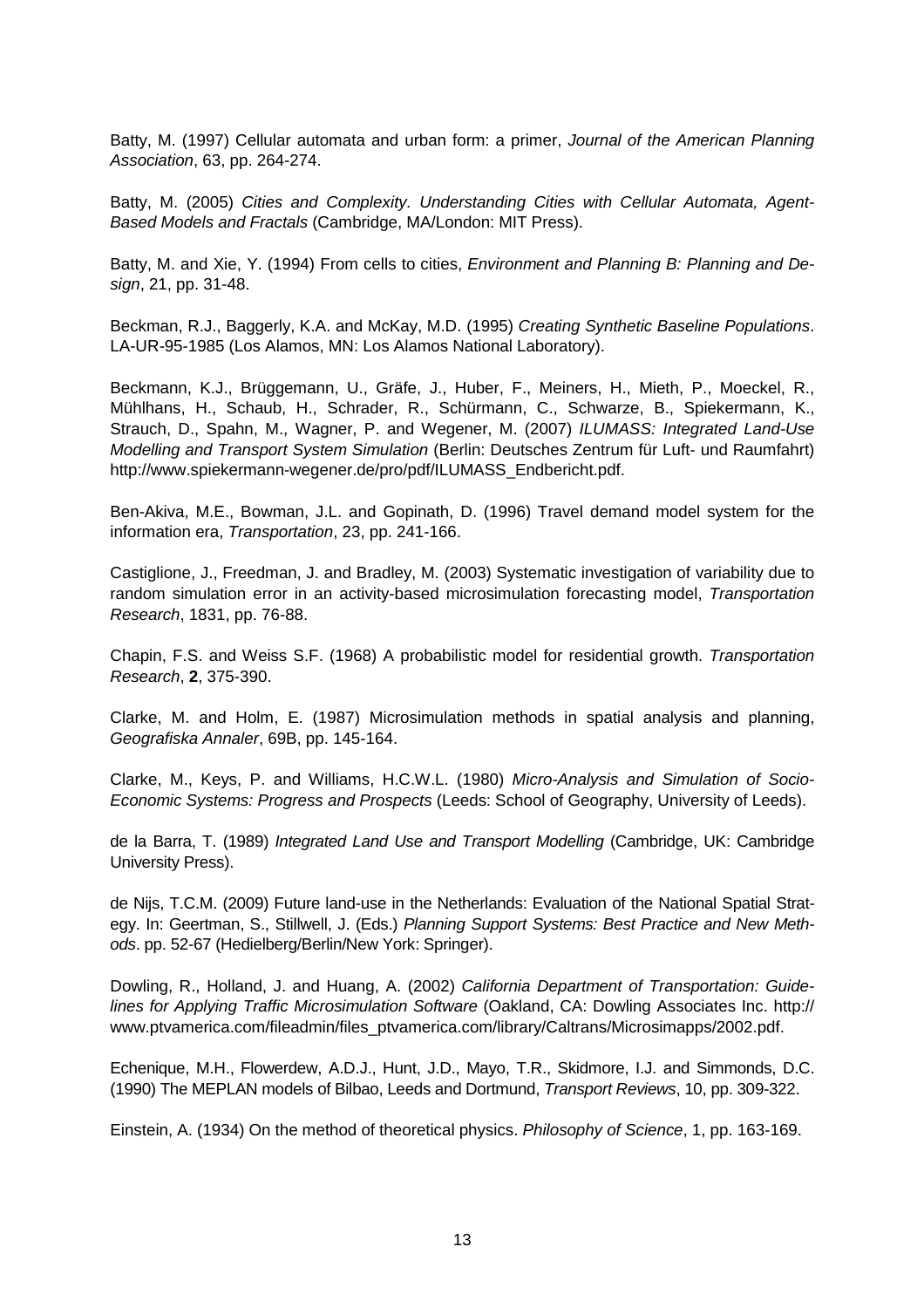Batty, M. (1997) Cellular automata and urban form: a primer, *Journal of the American Planning Association*, 63, pp. 264-274.

Batty, M. (2005) *Cities and Complexity. Understanding Cities with Cellular Automata, Agent-Based Models and Fractals* (Cambridge, MA/London: MIT Press).

Batty, M. and Xie, Y. (1994) From cells to cities, *Environment and Planning B: Planning and Design*, 21, pp. 31-48.

Beckman, R.J., Baggerly, K.A. and McKay, M.D. (1995) *Creating Synthetic Baseline Populations*. LA-UR-95-1985 (Los Alamos, MN: Los Alamos National Laboratory).

Beckmann, K.J., Brüggemann, U., Gräfe, J., Huber, F., Meiners, H., Mieth, P., Moeckel, R., Mühlhans, H., Schaub, H., Schrader, R., Schürmann, C., Schwarze, B., Spiekermann, K., Strauch, D., Spahn, M., Wagner, P. and Wegener, M. (2007) *ILUMASS: Integrated Land-Use Modelling and Transport System Simulation* (Berlin: Deutsches Zentrum für Luft- und Raumfahrt) http://www.spiekermann-wegener.de/pro/pdf/ILUMASS_Endbericht.pdf.

Ben-Akiva, M.E., Bowman, J.L. and Gopinath, D. (1996) Travel demand model system for the information era, *Transportation*, 23, pp. 241-166.

Castiglione, J., Freedman, J. and Bradley, M. (2003) Systematic investigation of variability due to random simulation error in an activity-based microsimulation forecasting model, *Transportation Research*, 1831, pp. 76-88.

Chapin, F.S. and Weiss S.F. (1968) A probabilistic model for residential growth. *Transportation Research*, **2**, 375-390.

Clarke, M. and Holm, E. (1987) Microsimulation methods in spatial analysis and planning, *Geografiska Annaler*, 69B, pp. 145-164.

Clarke, M., Keys, P. and Williams, H.C.W.L. (1980) *Micro-Analysis and Simulation of Socio-Economic Systems: Progress and Prospects* (Leeds: School of Geography, University of Leeds).

de la Barra, T. (1989) *Integrated Land Use and Transport Modelling* (Cambridge, UK: Cambridge University Press).

de Nijs, T.C.M. (2009) Future land-use in the Netherlands: Evaluation of the National Spatial Strategy. In: Geertman, S., Stillwell, J. (Eds.) *Planning Support Systems: Best Practice and New Methods*. pp. 52-67 (Hedielberg/Berlin/New York: Springer).

Dowling, R., Holland, J. and Huang, A. (2002) *California Department of Transportation: Guidelines for Applying Traffic Microsimulation Software* (Oakland, CA: Dowling Associates Inc. http:// www.ptvamerica.com/fileadmin/files_ptvamerica.com/library/Caltrans/Microsimapps/2002.pdf.

Echenique, M.H., Flowerdew, A.D.J., Hunt, J.D., Mayo, T.R., Skidmore, I.J. and Simmonds, D.C. (1990) The MEPLAN models of Bilbao, Leeds and Dortmund, *Transport Reviews*, 10, pp. 309-322.

Einstein, A. (1934) On the method of theoretical physics. *Philosophy of Science*, 1, pp. 163-169.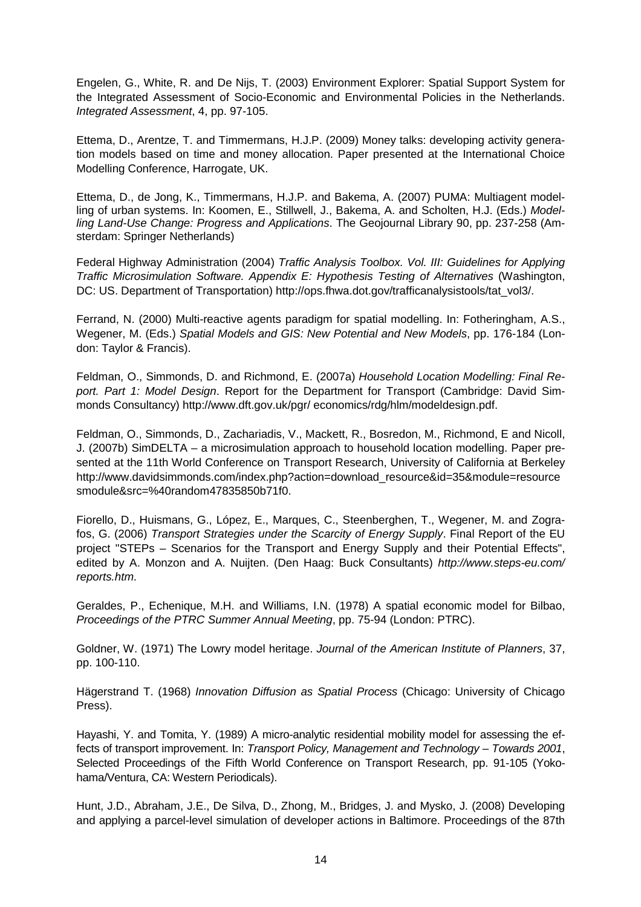Engelen, G., White, R. and De Nijs, T. (2003) Environment Explorer: Spatial Support System for the Integrated Assessment of Socio-Economic and Environmental Policies in the Netherlands. *Integrated Assessment*, 4, pp. 97-105.

Ettema, D., Arentze, T. and Timmermans, H.J.P. (2009) Money talks: developing activity generation models based on time and money allocation. Paper presented at the International Choice Modelling Conference, Harrogate, UK.

Ettema, D., de Jong, K., Timmermans, H.J.P. and Bakema, A. (2007) PUMA: Multiagent modelling of urban systems. In: Koomen, E., Stillwell, J., Bakema, A. and Scholten, H.J. (Eds.) *Modelling Land-Use Change: Progress and Applications*. The Geojournal Library 90, pp. 237-258 (Amsterdam: Springer Netherlands)

Federal Highway Administration (2004) *Traffic Analysis Toolbox. Vol. III: Guidelines for Applying Traffic Microsimulation Software. Appendix E: Hypothesis Testing of Alternatives* (Washington, DC: US. Department of Transportation) http://ops.fhwa.dot.gov/trafficanalysistools/tat_vol3/.

Ferrand, N. (2000) Multi-reactive agents paradigm for spatial modelling. In: Fotheringham, A.S., Wegener, M. (Eds.) *Spatial Models and GIS: New Potential and New Models*, pp. 176-184 (London: Taylor & Francis).

Feldman, O., Simmonds, D. and Richmond, E. (2007a) *Household Location Modelling: Final Report. Part 1: Model Design*. Report for the Department for Transport (Cambridge: David Simmonds Consultancy) http://www.dft.gov.uk/pgr/ economics/rdg/hlm/modeldesign.pdf.

Feldman, O., Simmonds, D., Zachariadis, V., Mackett, R., Bosredon, M., Richmond, E and Nicoll, J. (2007b) SimDELTA – a microsimulation approach to household location modelling. Paper presented at the 11th World Conference on Transport Research, University of California at Berkeley http://www.davidsimmonds.com/index.php?action=download_resource&id=35&module=resourcesmodule&src=%40random47835850b71f0.

Fiorello, D., Huismans, G., López, E., Marques, C., Steenberghen, T., Wegener, M. and Zografos, G. (2006) *Transport Strategies under the Scarcity of Energy Supply*. Final Report of the EU project "STEPs – Scenarios for the Transport and Energy Supply and their Potential Effects", edited by A. Monzon and A. Nuijten. (Den Haag: Buck Consultants) *http://www.steps-eu.com/ reports.htm*.

Geraldes, P., Echenique, M.H. and Williams, I.N. (1978) A spatial economic model for Bilbao, *Proceedings of the PTRC Summer Annual Meeting*, pp. 75-94 (London: PTRC).

Goldner, W. (1971) The Lowry model heritage. *Journal of the American Institute of Planners*, 37, pp. 100-110.

Hägerstrand T. (1968) *Innovation Diffusion as Spatial Process* (Chicago: University of Chicago Press).

Hayashi, Y. and Tomita, Y. (1989) A micro-analytic residential mobility model for assessing the effects of transport improvement. In: *Transport Policy, Management and Technology – Towards 2001*, Selected Proceedings of the Fifth World Conference on Transport Research, pp. 91-105 (Yokohama/Ventura, CA: Western Periodicals).

Hunt, J.D., Abraham, J.E., De Silva, D., Zhong, M., Bridges, J. and Mysko, J. (2008) Developing and applying a parcel-level simulation of developer actions in Baltimore. Proceedings of the 87th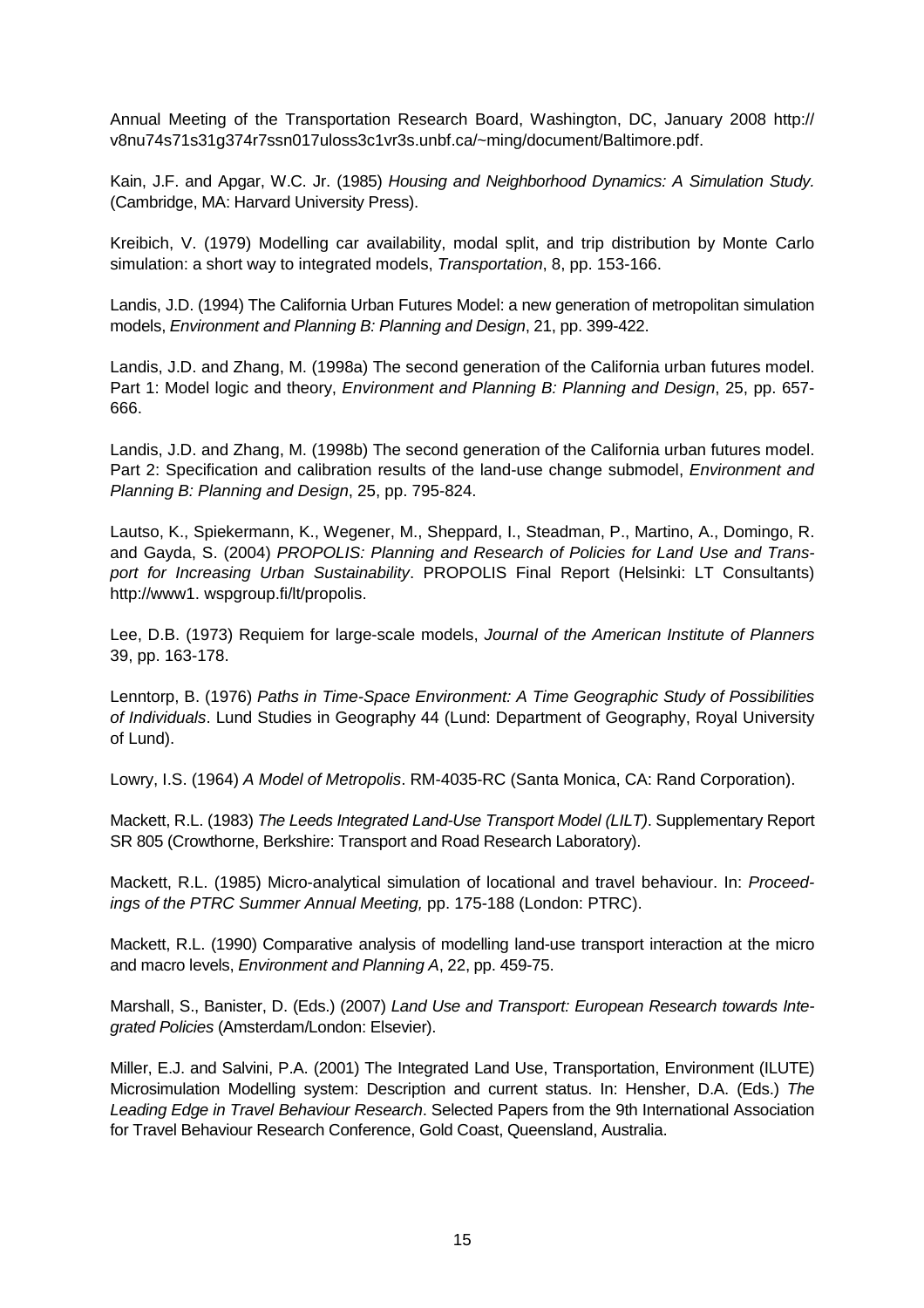Annual Meeting of the Transportation Research Board, Washington, DC, January 2008 http://v8nu74s71s31g374r7ssn017uloss3c1vr3s.unbf.ca/~ming/document/Baltimore.pdf.

Kain, J.F. and Apgar, W.C. Jr. (1985) *Housing and Neighborhood Dynamics: A Simulation Study.* (Cambridge, MA: Harvard University Press).

Kreibich, V. (1979) Modelling car availability, modal split, and trip distribution by Monte Carlo simulation: a short way to integrated models, *Transportation*, 8, pp. 153-166.

Landis, J.D. (1994) The California Urban Futures Model: a new generation of metropolitan simulation models, *Environment and Planning B: Planning and Design*, 21, pp. 399-422.

Landis, J.D. and Zhang, M. (1998a) The second generation of the California urban futures model. Part 1: Model logic and theory, *Environment and Planning B: Planning and Design*, 25, pp. 657-666.

Landis, J.D. and Zhang, M. (1998b) The second generation of the California urban futures model. Part 2: Specification and calibration results of the land-use change submodel, *Environment and Planning B: Planning and Design*, 25, pp. 795-824.

Lautso, K., Spiekermann, K., Wegener, M., Sheppard, I., Steadman, P., Martino, A., Domingo, R. and Gayda, S. (2004) *PROPOLIS: Planning and Research of Policies for Land Use and Transport for Increasing Urban Sustainability*. PROPOLIS Final Report (Helsinki: LT Consultants) http://www1. wspgroup.fi/lt/propolis.

Lee, D.B. (1973) Requiem for large-scale models, *Journal of the American Institute of Planners* 39, pp. 163-178.

Lenntorp, B. (1976) *Paths in Time-Space Environment: A Time Geographic Study of Possibilities of Individuals*. Lund Studies in Geography 44 (Lund: Department of Geography, Royal University of Lund).

Lowry, I.S. (1964) *A Model of Metropolis*. RM-4035-RC (Santa Monica, CA: Rand Corporation).

Mackett, R.L. (1983) *The Leeds Integrated Land-Use Transport Model (LILT)*. Supplementary Report SR 805 (Crowthorne, Berkshire: Transport and Road Research Laboratory).

Mackett, R.L. (1985) Micro-analytical simulation of locational and travel behaviour. In: *Proceedings of the PTRC Summer Annual Meeting,* pp. 175-188 (London: PTRC).

Mackett, R.L. (1990) Comparative analysis of modelling land-use transport interaction at the micro and macro levels, *Environment and Planning A*, 22, pp. 459-75.

Marshall, S., Banister, D. (Eds.) (2007) *Land Use and Transport: European Research towards Integrated Policies* (Amsterdam/London: Elsevier).

Miller, E.J. and Salvini, P.A. (2001) The Integrated Land Use, Transportation, Environment (ILUTE) Microsimulation Modelling system: Description and current status. In: Hensher, D.A. (Eds.) *The Leading Edge in Travel Behaviour Research*. Selected Papers from the 9th International Association for Travel Behaviour Research Conference, Gold Coast, Queensland, Australia.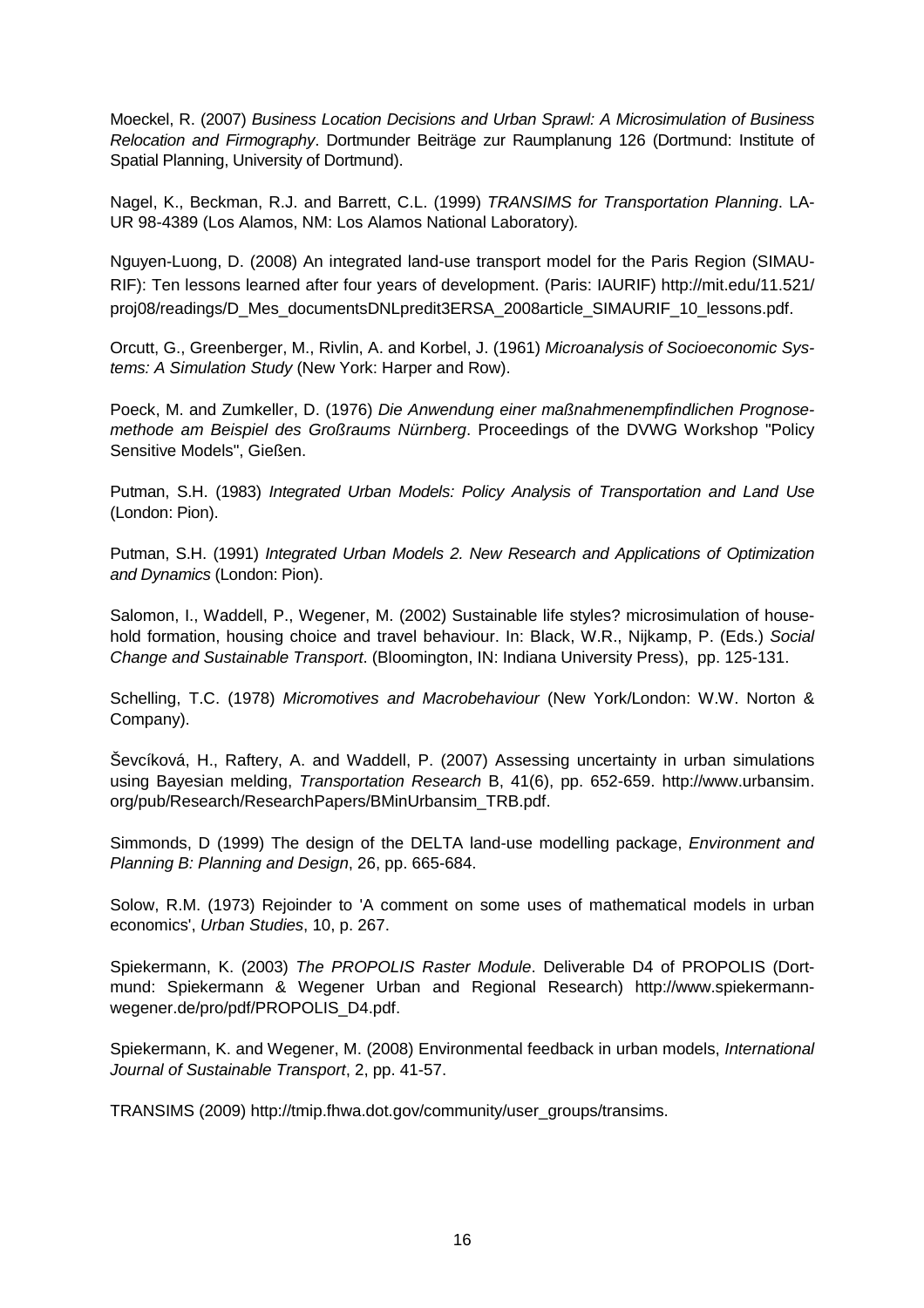Moeckel, R. (2007) *Business Location Decisions and Urban Sprawl: A Microsimulation of Business Relocation and Firmography*. Dortmunder Beiträge zur Raumplanung 126 (Dortmund: Institute of Spatial Planning, University of Dortmund).

Nagel, K., Beckman, R.J. and Barrett, C.L. (1999) *TRANSIMS for Transportation Planning*. LA-UR 98-4389 (Los Alamos, NM: Los Alamos National Laboratory).

Nguyen-Luong, D. (2008) An integrated land-use transport model for the Paris Region (SIMAU-RIF): Ten lessons learned after four years of development. (Paris: IAURIF) http://mit.edu/11.521/proj08/readings/D_Mes_documentsDNLpredit3ERSA_2008article_SIMAURIF_10_lessons.pdf.

Orcutt, G., Greenberger, M., Rivlin, A. and Korbel, J. (1961) *Microanalysis of Socioeconomic Systems: A Simulation Study* (New York: Harper and Row).

Poeck, M. and Zumkeller, D. (1976) *Die Anwendung einer maßnahmenempfindlichen Prognosemethode am Beispiel des Großraums Nürnberg*. Proceedings of the DVWG Workshop "Policy Sensitive Models", Gießen.

Putman, S.H. (1983) *Integrated Urban Models: Policy Analysis of Transportation and Land Use* (London: Pion).

Putman, S.H. (1991) *Integrated Urban Models 2. New Research and Applications of Optimization and Dynamics* (London: Pion).

Salomon, I., Waddell, P., Wegener, M. (2002) Sustainable life styles? microsimulation of household formation, housing choice and travel behaviour. In: Black, W.R., Nijkamp, P. (Eds.) *Social Change and Sustainable Transport*. (Bloomington, IN: Indiana University Press), pp. 125-131.

Schelling, T.C. (1978) *Micromotives and Macrobehaviour* (New York/London: W.W. Norton & Company).

Ševcíková, H., Raftery, A. and Waddell, P. (2007) Assessing uncertainty in urban simulations using Bayesian melding, *Transportation Research* B, 41(6), pp. 652-659. http://www.urbansim.org/pub/Research/ResearchPapers/BMinUrbansim_TRB.pdf.

Simmonds, D (1999) The design of the DELTA land-use modelling package, *Environment and Planning B: Planning and Design*, 26, pp. 665-684.

Solow, R.M. (1973) Rejoinder to 'A comment on some uses of mathematical models in urban economics', *Urban Studies*, 10, p. 267.

Spiekermann, K. (2003) *The PROPOLIS Raster Module*. Deliverable D4 of PROPOLIS (Dortmund: Spiekermann & Wegener Urban and Regional Research) http://www.spiekermann-wegener.de/pro/pdf/PROPOLIS_D4.pdf.

Spiekermann, K. and Wegener, M. (2008) Environmental feedback in urban models, *International Journal of Sustainable Transport*, 2, pp. 41-57.

TRANSIMS (2009) http://tmip.fhwa.dot.gov/community/user_groups/transims.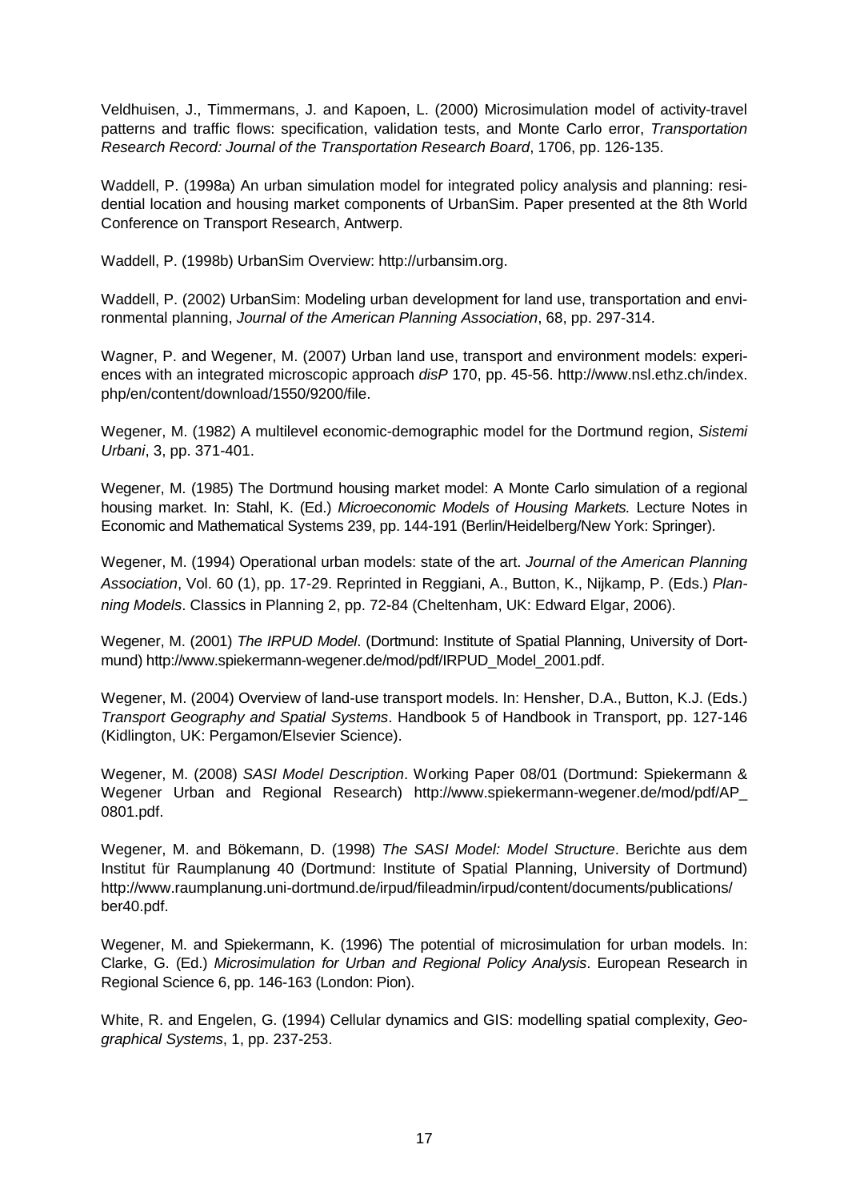Veldhuisen, J., Timmermans, J. and Kapoen, L. (2000) Microsimulation model of activity-travel patterns and traffic flows: specification, validation tests, and Monte Carlo error, *Transportation Research Record: Journal of the Transportation Research Board*, 1706, pp. 126-135.

Waddell, P. (1998a) An urban simulation model for integrated policy analysis and planning: residential location and housing market components of UrbanSim. Paper presented at the 8th World Conference on Transport Research, Antwerp.

Waddell, P. (1998b) UrbanSim Overview: http://urbansim.org.

Waddell, P. (2002) UrbanSim: Modeling urban development for land use, transportation and environmental planning, *Journal of the American Planning Association*, 68, pp. 297-314.

Wagner, P. and Wegener, M. (2007) Urban land use, transport and environment models: experiences with an integrated microscopic approach *disP* 170, pp. 45-56. http://www.nsl.ethz.ch/index.php/en/content/download/1550/9200/file.

Wegener, M. (1982) A multilevel economic-demographic model for the Dortmund region, *Sistemi Urbani*, 3, pp. 371-401.

Wegener, M. (1985) The Dortmund housing market model: A Monte Carlo simulation of a regional housing market. In: Stahl, K. (Ed.) *Microeconomic Models of Housing Markets.* Lecture Notes in Economic and Mathematical Systems 239, pp. 144-191 (Berlin/Heidelberg/New York: Springer).

Wegener, M. (1994) Operational urban models: state of the art. *Journal of the American Planning Association*, Vol. 60 (1), pp. 17-29. Reprinted in Reggiani, A., Button, K., Nijkamp, P. (Eds.) *Planning Models*. Classics in Planning 2, pp. 72-84 (Cheltenham, UK: Edward Elgar, 2006).

Wegener, M. (2001) *The IRPUD Model*. (Dortmund: Institute of Spatial Planning, University of Dortmund) http://www.spiekermann-wegener.de/mod/pdf/IRPUD_Model_2001.pdf.

Wegener, M. (2004) Overview of land-use transport models. In: Hensher, D.A., Button, K.J. (Eds.) *Transport Geography and Spatial Systems*. Handbook 5 of Handbook in Transport, pp. 127-146 (Kidlington, UK: Pergamon/Elsevier Science).

Wegener, M. (2008) *SASI Model Description*. Working Paper 08/01 (Dortmund: Spiekermann & Wegener Urban and Regional Research) http://www.spiekermann-wegener.de/mod/pdf/AP_0801.pdf.

Wegener, M. and Bökemann, D. (1998) *The SASI Model: Model Structure*. Berichte aus dem Institut für Raumplanung 40 (Dortmund: Institute of Spatial Planning, University of Dortmund) http://www.raumplanung.uni-dortmund.de/irpud/fileadmin/irpud/content/documents/publications/ber40.pdf.

Wegener, M. and Spiekermann, K. (1996) The potential of microsimulation for urban models. In: Clarke, G. (Ed.) *Microsimulation for Urban and Regional Policy Analysis*. European Research in Regional Science 6, pp. 146-163 (London: Pion).

White, R. and Engelen, G. (1994) Cellular dynamics and GIS: modelling spatial complexity, *Geographical Systems*, 1, pp. 237-253.